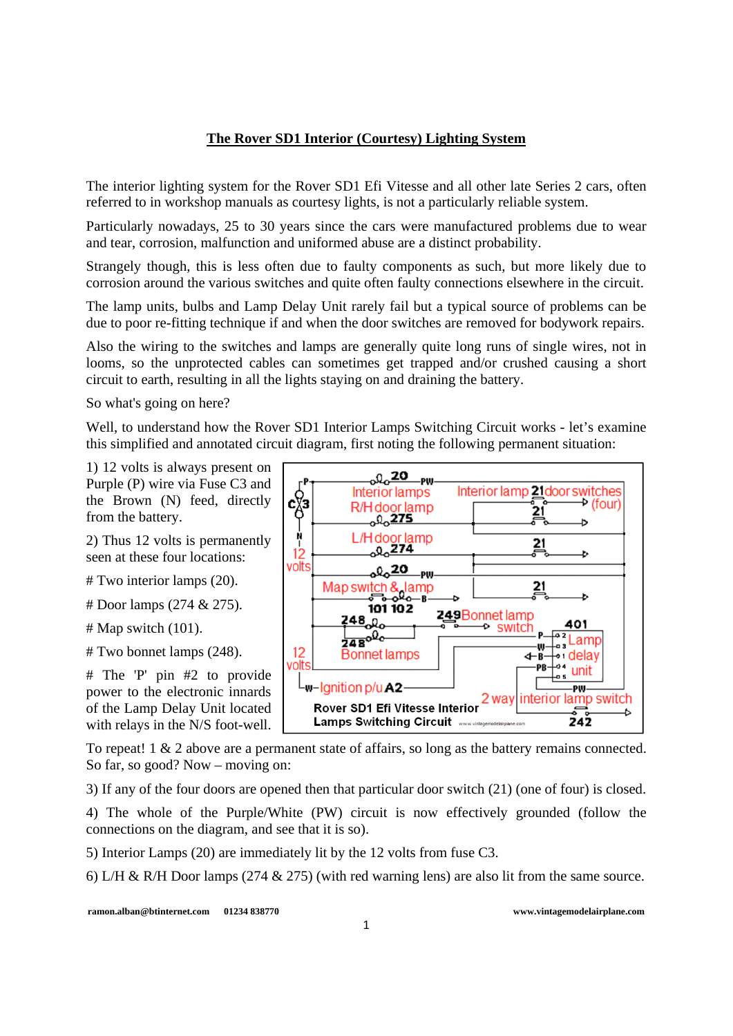# The Rover SD1 Interior (Courtesy) Lighting System

The interior lighting system for the Rover SD1 Efi Vitesse and all other late Series 2 cars, often referred to in workshop manuals as courtesy lights, is not a particularly reliable system.

Particularly nowadays, 25 to 30 years since the cars were manufactured problems due to wear and tear, corrosion, malfunction and uniformed abuse are a distinct probability.

Strangely though, this is less often due to faulty components as such, but more likely due to corrosion around the various switches and quite often faulty connections elsewhere in the circuit.

The lamp units, bulbs and Lamp Delay Unit rarely fail but a typical source of problems can be due to poor re-fitting technique if and when the door switches are removed for bodywork repairs.

Also the wiring to the switches and lamps are generally quite long runs of single wires, not in looms, so the unprotected cables can sometimes get trapped and/or crushed causing a short circuit to earth, resulting in all the lights staying on and draining the battery.

So what's going on here?

Well, to understand how the Rover SD1 Interior Lamps Switching Circuit works - let's examine this simplified and annotated circuit diagram, first noting the following permanent situation:

1) 12 volts is always present on Purple (P) wire via Fuse C3 and the Brown (N) feed, directly from the battery.

2) Thus 12 volts is permanently seen at these four locations:

# Two interior lamps (20).

# Door lamps (274 & 275).

# Map switch (101).

# Two bonnet lamps (248).

# The 'P' pin #2 to provide power to the electronic innards of the Lamp Delay Unit located with relays in the N/S foot-well.

Rover SD1 Efi Vitesse Interior Lamps Switching Circuit

To repeat! 1 & 2 above are a permanent state of affairs, so long as the battery remains connected. So far, so good? Now – moving on:

3) If any of the four doors are opened then that particular door switch (21) (one of four) is closed.

4) The whole of the Purple/White (PW) circuit is now effectively grounded (follow the connections on the diagram, and see that it is so).

5) Interior Lamps (20) are immediately lit by the 12 volts from fuse C3.

6) L/H & R/H Door lamps (274 & 275) (with red warning lens) are also lit from the same source.

ramon.alban@btinternet.com 01234 838770 www.vintagemodelairplane.com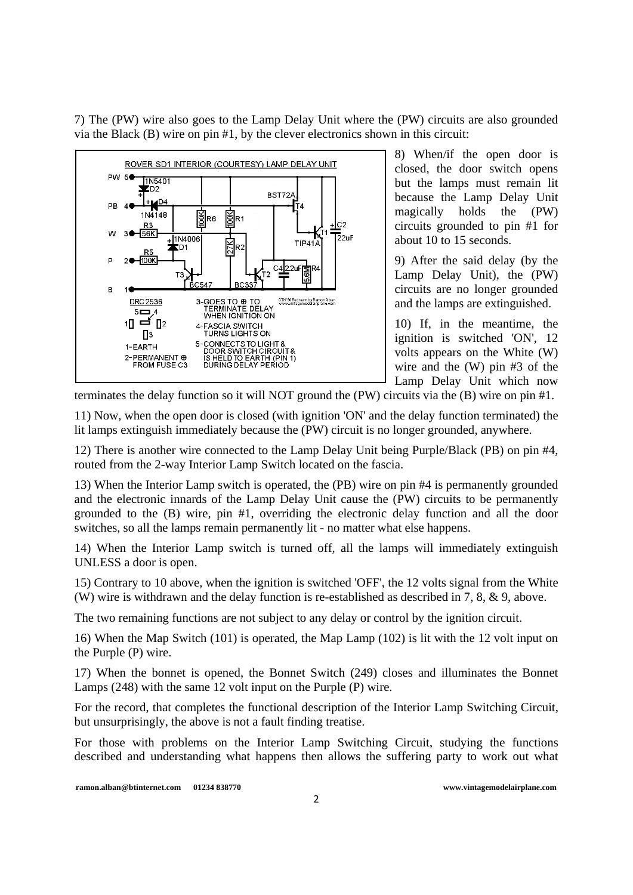7) The (PW) wire also goes to the Lamp Delay Unit where the (PW) circuits are also grounded via the Black (B) wire on pin #1, by the clever electronics shown in this circuit:

8) When/if the open door is closed, the door switch opens but the lamps must remain lit because the Lamp Delay Unit magically holds the (PW) circuits grounded to pin #1 for about 10 to 15 seconds.

9) After the said delay (by the Lamp Delay Unit), the (PW) circuits are no longer grounded and the lamps are extinguished.

10) If, in the meantime, the ignition is switched 'ON', 12 volts appears on the White (W) wire and the (W) pin #3 of the Lamp Delay Unit which now terminates the delay function so it will NOT ground the (PW) circuits via the (B) wire on pin #1.

11) Now, when the open door is closed (with ignition 'ON' and the delay function terminated) the lit lamps extinguish immediately because the (PW) circuit is no longer grounded, anywhere.

12) There is another wire connected to the Lamp Delay Unit being Purple/Black (PB) on pin #4, routed from the 2-way Interior Lamp Switch located on the fascia.

13) When the Interior Lamp switch is operated, the (PB) wire on pin #4 is permanently grounded and the electronic innards of the Lamp Delay Unit cause the (PW) circuits to be permanently grounded to the (B) wire, pin #1, overriding the electronic delay function and all the door switches, so all the lamps remain permanently lit - no matter what else happens.

14) When the Interior Lamp switch is turned off, all the lamps will immediately extinguish UNLESS a door is open.

15) Contrary to 10 above, when the ignition is switched 'OFF', the 12 volts signal from the White (W) wire is withdrawn and the delay function is re-established as described in 7, 8, & 9, above.

The two remaining functions are not subject to any delay or control by the ignition circuit.

16) When the Map Switch (101) is operated, the Map Lamp (102) is lit with the 12 volt input on the Purple (P) wire.

17) When the bonnet is opened, the Bonnet Switch (249) closes and illuminates the Bonnet Lamps (248) with the same 12 volt input on the Purple (P) wire.

For the record, that completes the functional description of the Interior Lamp Switching Circuit, but unsurprisingly, the above is not a fault finding treatise.

For those with problems on the Interior Lamp Switching Circuit, studying the functions described and understanding what happens then allows the suffering party to work out what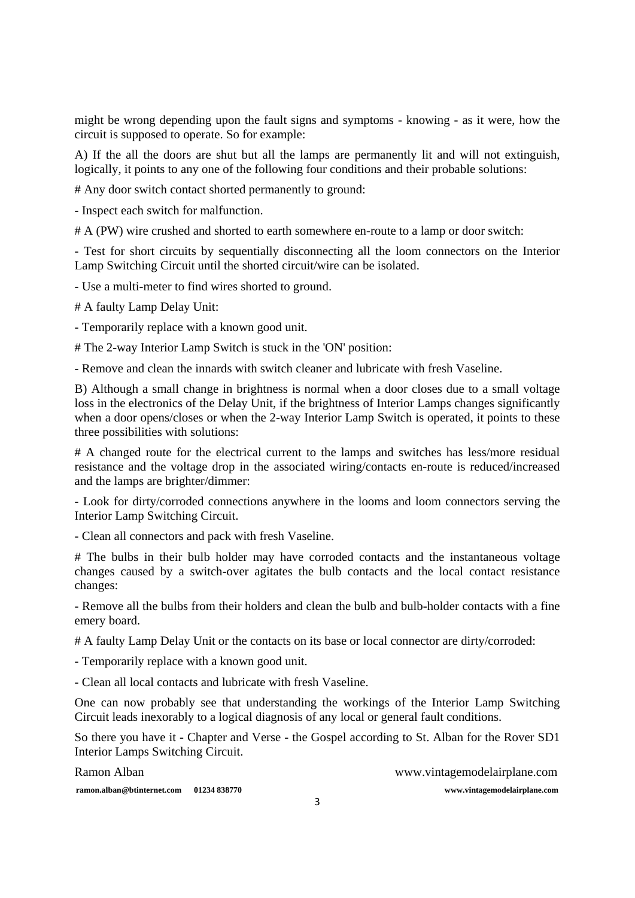might be wrong depending upon the fault signs and symptoms - knowing - as it were, how the circuit is supposed to operate. So for example:

A) If the all the doors are shut but all the lamps are permanently lit and will not extinguish, logically, it points to any one of the following four conditions and their probable solutions:

# Any door switch contact shorted permanently to ground:

- Inspect each switch for malfunction.

# A (PW) wire crushed and shorted to earth somewhere en-route to a lamp or door switch:

- Test for short circuits by sequentially disconnecting all the loom connectors on the Interior Lamp Switching Circuit until the shorted circuit/wire can be isolated.

- Use a multi-meter to find wires shorted to ground.

# A faulty Lamp Delay Unit:

- Temporarily replace with a known good unit.

# The 2-way Interior Lamp Switch is stuck in the 'ON' position:

- Remove and clean the innards with switch cleaner and lubricate with fresh Vaseline.

B) Although a small change in brightness is normal when a door closes due to a small voltage loss in the electronics of the Delay Unit, if the brightness of Interior Lamps changes significantly when a door opens/closes or when the 2-way Interior Lamp Switch is operated, it points to these three possibilities with solutions:

# A changed route for the electrical current to the lamps and switches has less/more residual resistance and the voltage drop in the associated wiring/contacts en-route is reduced/increased and the lamps are brighter/dimmer:

- Look for dirty/corroded connections anywhere in the looms and loom connectors serving the Interior Lamp Switching Circuit.

- Clean all connectors and pack with fresh Vaseline.

# The bulbs in their bulb holder may have corroded contacts and the instantaneous voltage changes caused by a switch-over agitates the bulb contacts and the local contact resistance changes:

- Remove all the bulbs from their holders and clean the bulb and bulb-holder contacts with a fine emery board.

# A faulty Lamp Delay Unit or the contacts on its base or local connector are dirty/corroded:

- Temporarily replace with a known good unit.

- Clean all local contacts and lubricate with fresh Vaseline.

One can now probably see that understanding the workings of the Interior Lamp Switching Circuit leads inexorably to a logical diagnosis of any local or general fault conditions.

So there you have it - Chapter and Verse - the Gospel according to St. Alban for the Rover SD1 Interior Lamps Switching Circuit.

Ramon Alban www.vintagemodelairplane.com